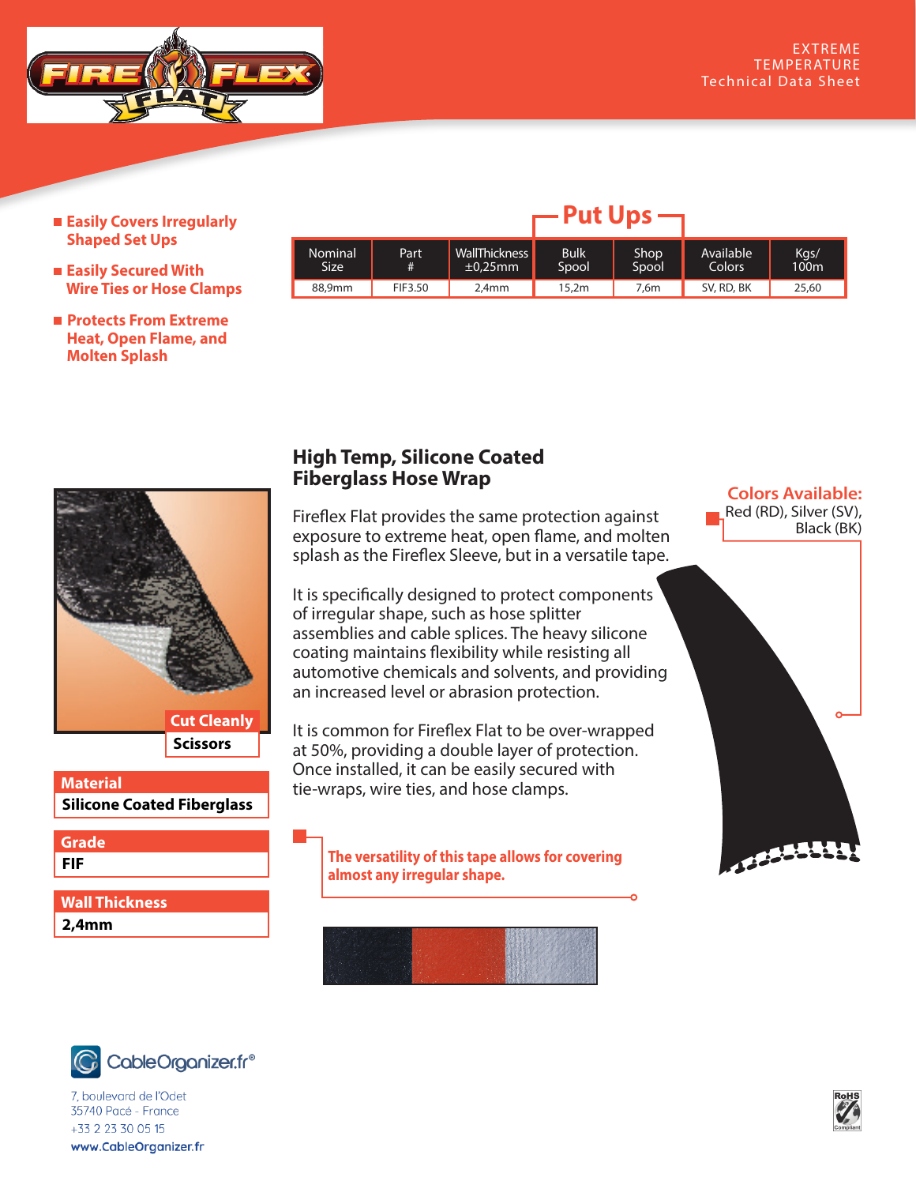EXTREME TEMPERATURE Technical Data Sheet

- **Easily Covers Irregularly Shaped Set Ups**
- **Easily Secured With Wire Ties or Hose Clamps**
- **Protects From Extreme Heat, Open Flame, and Molten Splash**

## Put Ups

| Nominal Size | Part # | WallThickness ±0,25mm | Bulk Spool | Shop Spool | Available Colors | Kgs/ 100m |
|---|---|---|---|---|---|---|
| 88,9mm | FIF3.50 | 2,4mm | 15,2m | 7,6m | SV, RD, BK | 25,60 |

**Cut Cleanly**
**Scissors**

**Material**
**Silicone Coated Fiberglass**

**Grade**
**FIF**

**Wall Thickness**
**2,4mm**

## High Temp, Silicone Coated Fiberglass Hose Wrap

Fireflex Flat provides the same protection against exposure to extreme heat, open flame, and molten splash as the Fireflex Sleeve, but in a versatile tape.

It is specifically designed to protect components of irregular shape, such as hose splitter assemblies and cable splices. The heavy silicone coating maintains flexibility while resisting all automotive chemicals and solvents, and providing an increased level or abrasion protection.

It is common for Fireflex Flat to be over-wrapped at 50%, providing a double layer of protection. Once installed, it can be easily secured with tie-wraps, wire ties, and hose clamps.

**Colors Available:**
Red (RD), Silver (SV), Black (BK)

**The versatility of this tape allows for covering almost any irregular shape.**

CableOrganizer.fr®
7, boulevard de l'Odet
35740 Pacé - France
+33 2 23 30 05 15
www.CableOrganizer.fr

RoHS Compliant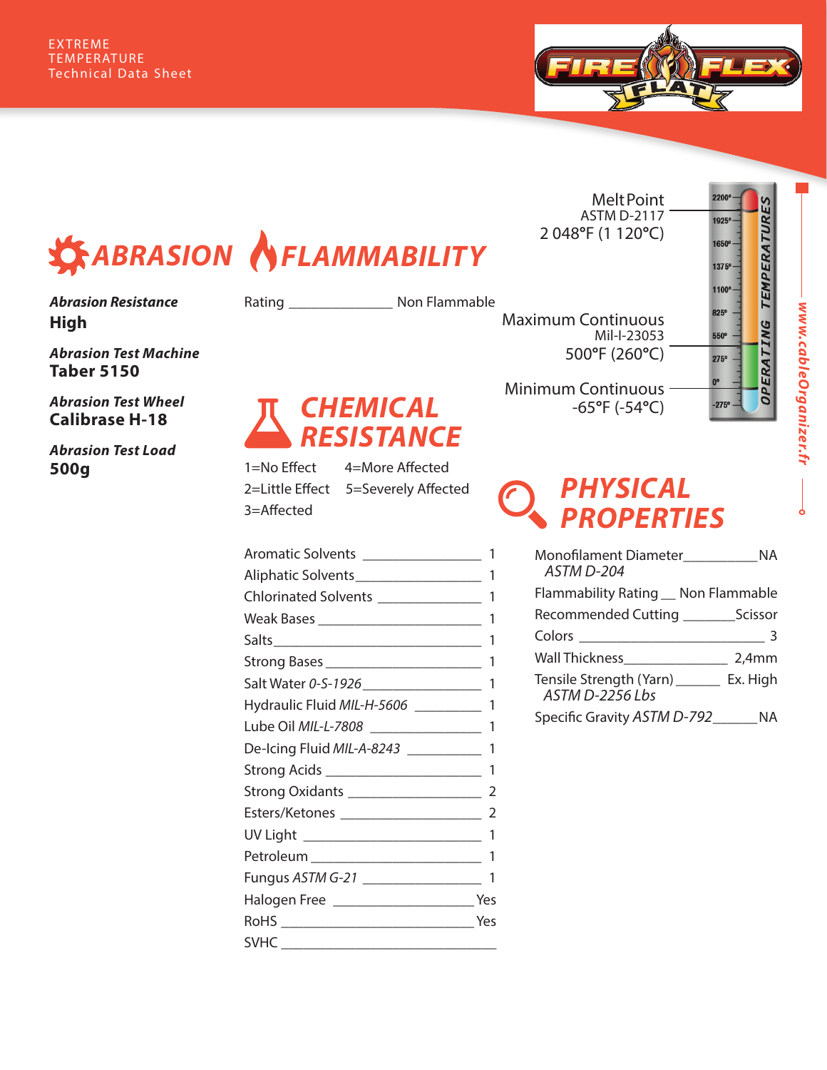EXTREME TEMPERATURE
Technical Data Sheet

## ABRASION

***Abrasion Resistance***
**High**

***Abrasion Test Machine***
**Taber 5150**

***Abrasion Test Wheel***
**Calibrase H-18**

***Abrasion Test Load***
**500g**

## FLAMMABILITY

Rating ______________ Non Flammable

Melt Point
ASTM D-2117
2 048°F (1 120°C)

Maximum Continuous
Mil-I-23053
500°F (260°C)

Minimum Continuous
-65°F (-54°C)

OPERATING TEMPERATURES
2200°
1925°
1650°
1375°
1100°
825°
550°
275°
0°
-275°

## CHEMICAL RESISTANCE

1=No Effect
2=Little Effect
3=Affected
4=More Affected
5=Severely Affected

| | |
|---|---|
| Aromatic Solvents | 1 |
| Aliphatic Solvents | 1 |
| Chlorinated Solvents | 1 |
| Weak Bases | 1 |
| Salts | 1 |
| Strong Bases | 1 |
| Salt Water *0-S-1926* | 1 |
| Hydraulic Fluid *MIL-H-5606* | 1 |
| Lube Oil *MIL-L-7808* | 1 |
| De-Icing Fluid *MIL-A-8243* | 1 |
| Strong Acids | 1 |
| Strong Oxidants | 2 |
| Esters/Ketones | 2 |
| UV Light | 1 |
| Petroleum | 1 |
| Fungus *ASTM G-21* | 1 |
| Halogen Free | Yes |
| RoHS | Yes |
| SVHC | |

## PHYSICAL PROPERTIES

| | |
|---|---|
| Monofilament Diameter *ASTM D-204* | NA |
| Flammability Rating | Non Flammable |
| Recommended Cutting | Scissor |
| Colors | 3 |
| Wall Thickness | 2,4mm |
| Tensile Strength (Yarn) *ASTM D-2256 Lbs* | Ex. High |
| Specific Gravity *ASTM D-792* | NA |

www.cableOrganizer.fr